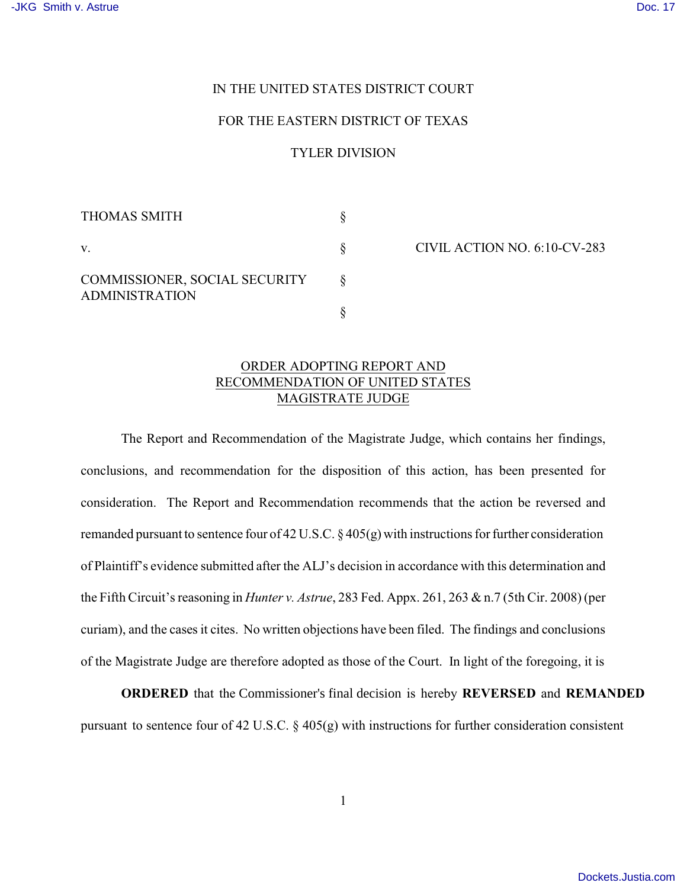IN THE UNITED STATES DISTRICT COURT

FOR THE EASTERN DISTRICT OF TEXAS

TYLER DIVISION

| | | |
|---|---|---|
| THOMAS SMITH | § | |
| v. | § | CIVIL ACTION NO. 6:10-CV-283 |
| COMMISSIONER, SOCIAL SECURITY ADMINISTRATION | § | |
| | § | |

ORDER ADOPTING REPORT AND RECOMMENDATION OF UNITED STATES MAGISTRATE JUDGE

The Report and Recommendation of the Magistrate Judge, which contains her findings, conclusions, and recommendation for the disposition of this action, has been presented for consideration. The Report and Recommendation recommends that the action be reversed and remanded pursuant to sentence four of 42 U.S.C. § 405(g) with instructions for further consideration of Plaintiff's evidence submitted after the ALJ's decision in accordance with this determination and the Fifth Circuit's reasoning in *Hunter v. Astrue*, 283 Fed. Appx. 261, 263 & n.7 (5th Cir. 2008) (per curiam), and the cases it cites. No written objections have been filed. The findings and conclusions of the Magistrate Judge are therefore adopted as those of the Court. In light of the foregoing, it is

**ORDERED** that the Commissioner's final decision is hereby **REVERSED** and **REMANDED** pursuant to sentence four of 42 U.S.C. § 405(g) with instructions for further consideration consistent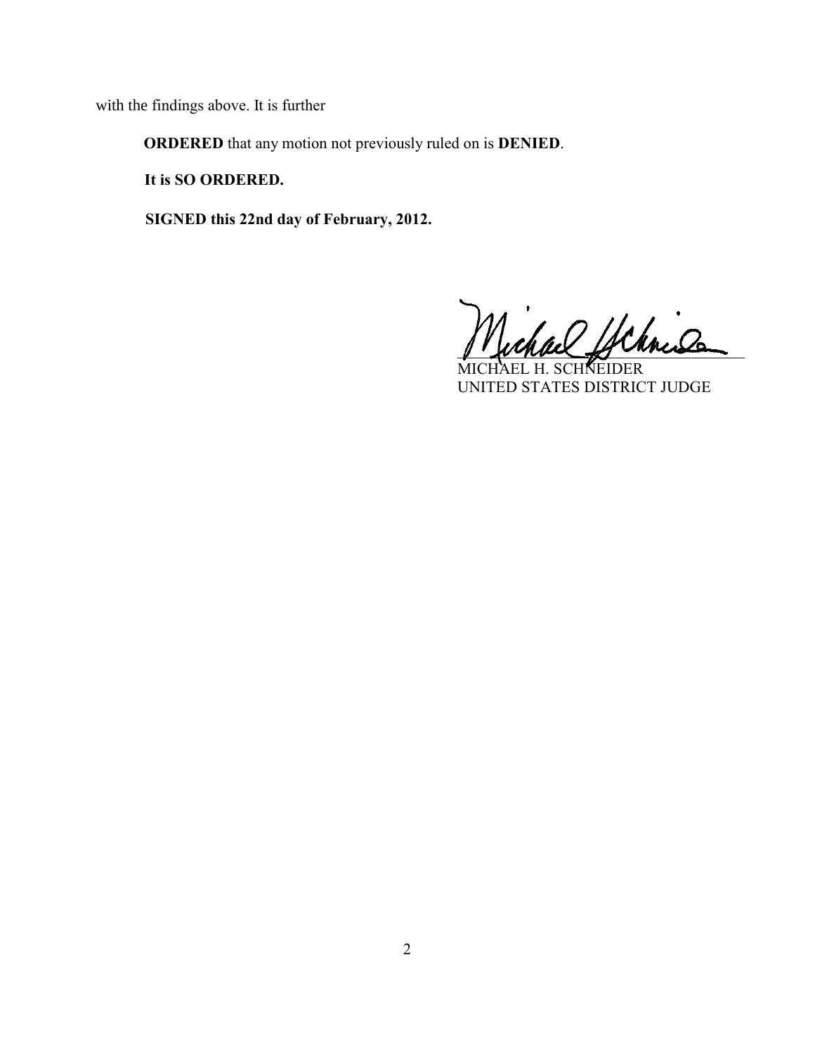with the findings above. It is further

**ORDERED** that any motion not previously ruled on is **DENIED**.

**It is SO ORDERED.**

**SIGNED this 22nd day of February, 2012.**

MICHAEL H. SCHNEIDER
UNITED STATES DISTRICT JUDGE